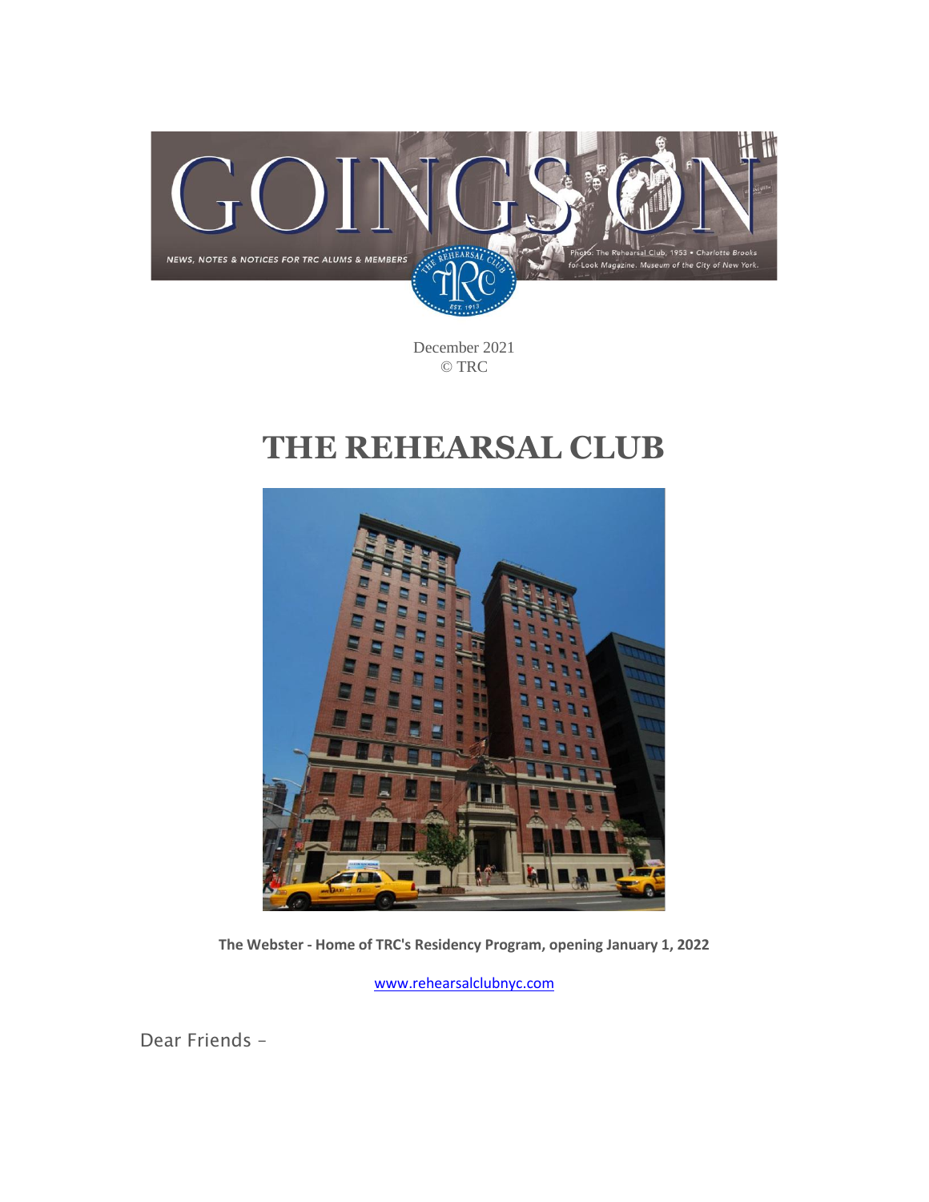GOINGS ON

NEWS, NOTES & NOTICES FOR TRC ALUMS & MEMBERS

Photo: The Rehearsal Club, 1953 • Charlotte Brooks for Look Magazine. Museum of the City of New York.

December 2021
© TRC

# THE REHEARSAL CLUB

**The Webster - Home of TRC's Residency Program, opening January 1, 2022**

www.rehearsalclubnyc.com

Dear Friends –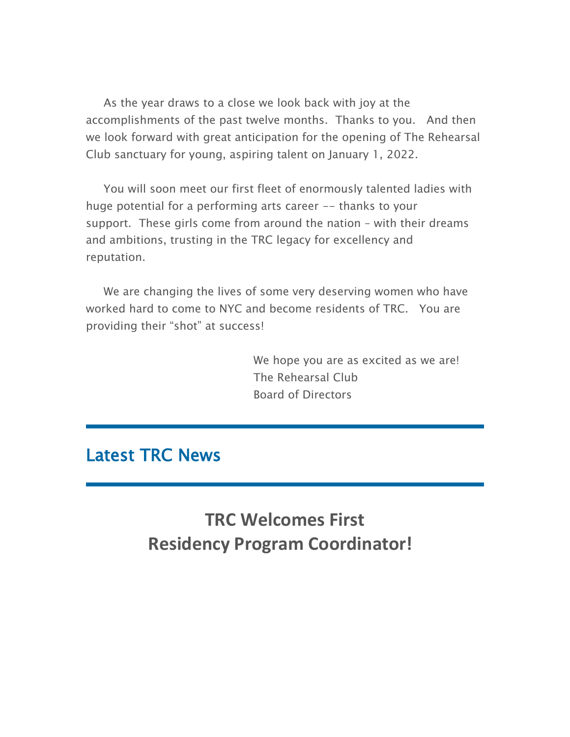As the year draws to a close we look back with joy at the accomplishments of the past twelve months. Thanks to you. And then we look forward with great anticipation for the opening of The Rehearsal Club sanctuary for young, aspiring talent on January 1, 2022.

You will soon meet our first fleet of enormously talented ladies with huge potential for a performing arts career -- thanks to your support. These girls come from around the nation – with their dreams and ambitions, trusting in the TRC legacy for excellency and reputation.

We are changing the lives of some very deserving women who have worked hard to come to NYC and become residents of TRC. You are providing their "shot" at success!

We hope you are as excited as we are!
The Rehearsal Club
Board of Directors

---

## Latest TRC News

---

# TRC Welcomes First Residency Program Coordinator!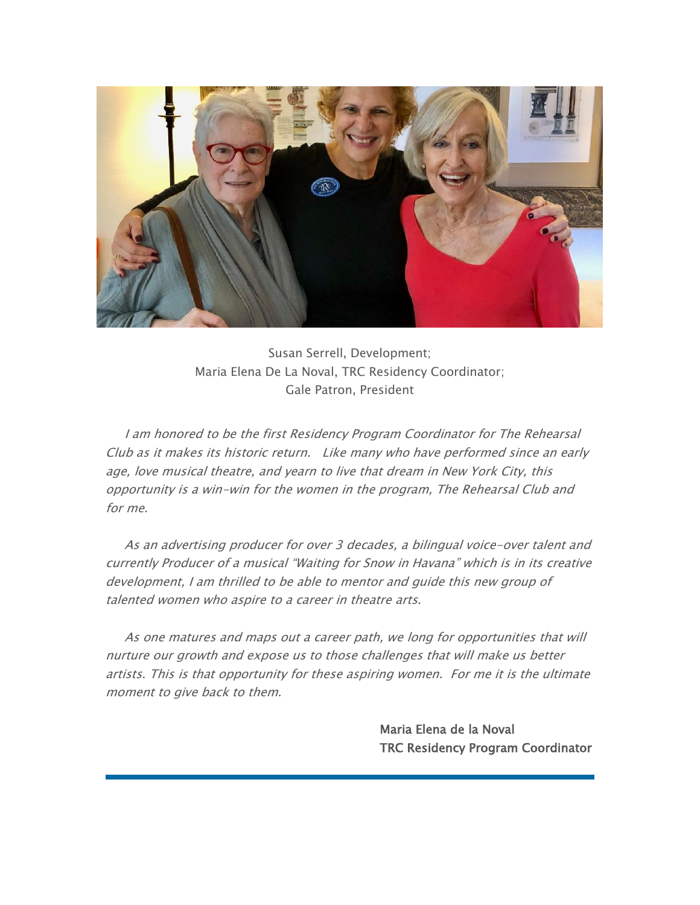Susan Serrell, Development;
Maria Elena De La Noval, TRC Residency Coordinator;
Gale Patron, President

*I am honored to be the first Residency Program Coordinator for The Rehearsal Club as it makes its historic return. Like many who have performed since an early age, love musical theatre, and yearn to live that dream in New York City, this opportunity is a win-win for the women in the program, The Rehearsal Club and for me.*

*As an advertising producer for over 3 decades, a bilingual voice-over talent and currently Producer of a musical "Waiting for Snow in Havana" which is in its creative development, I am thrilled to be able to mentor and guide this new group of talented women who aspire to a career in theatre arts.*

*As one matures and maps out a career path, we long for opportunities that will nurture our growth and expose us to those challenges that will make us better artists. This is that opportunity for these aspiring women. For me it is the ultimate moment to give back to them.*

Maria Elena de la Noval
TRC Residency Program Coordinator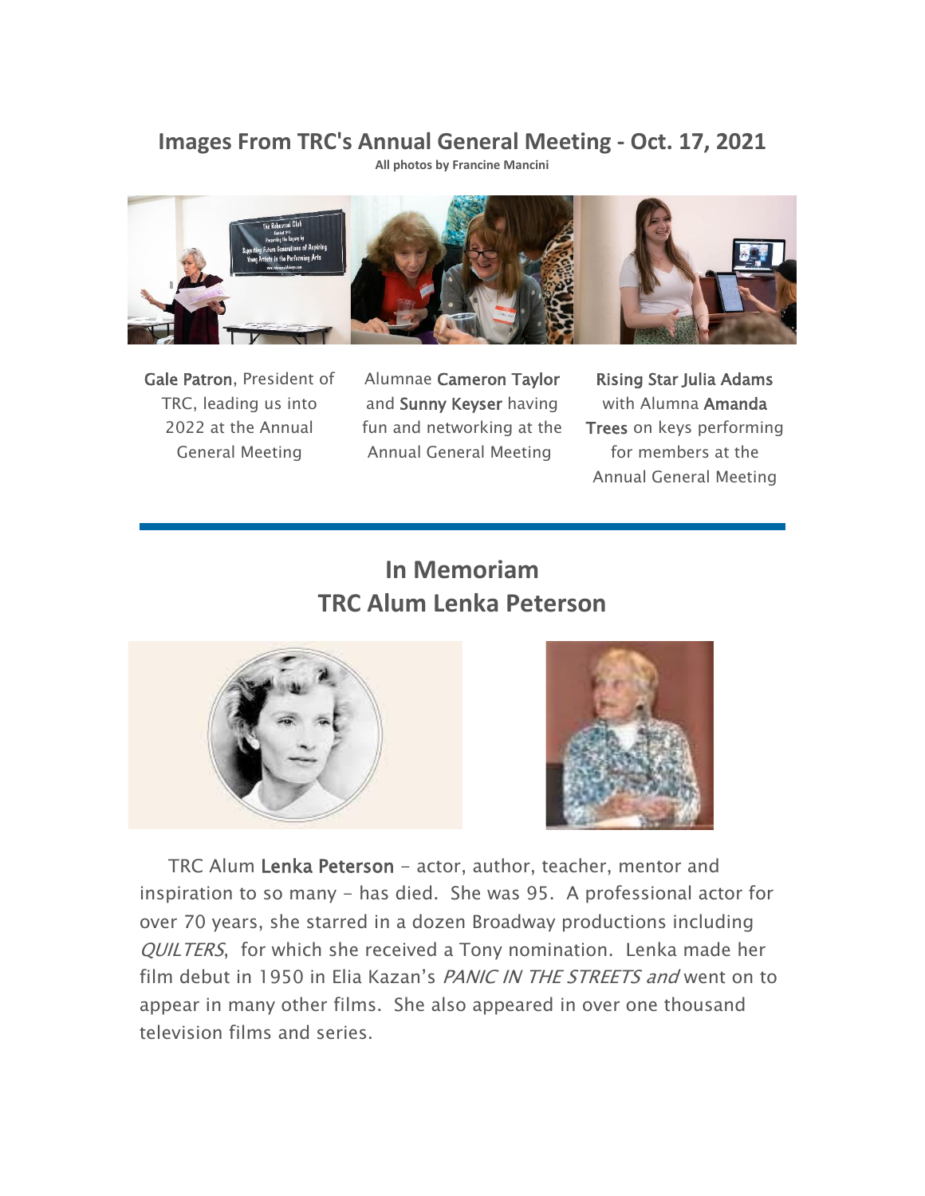## Images From TRC's Annual General Meeting - Oct. 17, 2021

**All photos by Francine Mancini**

Gale Patron, President of TRC, leading us into 2022 at the Annual General Meeting

Alumnae Cameron Taylor and Sunny Keyser having fun and networking at the Annual General Meeting

Rising Star Julia Adams with Alumna Amanda Trees on keys performing for members at the Annual General Meeting

---

## In Memoriam
## TRC Alum Lenka Peterson

TRC Alum Lenka Peterson - actor, author, teacher, mentor and inspiration to so many - has died. She was 95. A professional actor for over 70 years, she starred in a dozen Broadway productions including *QUILTERS*, for which she received a Tony nomination. Lenka made her film debut in 1950 in Elia Kazan's *PANIC IN THE STREETS and* went on to appear in many other films. She also appeared in over one thousand television films and series.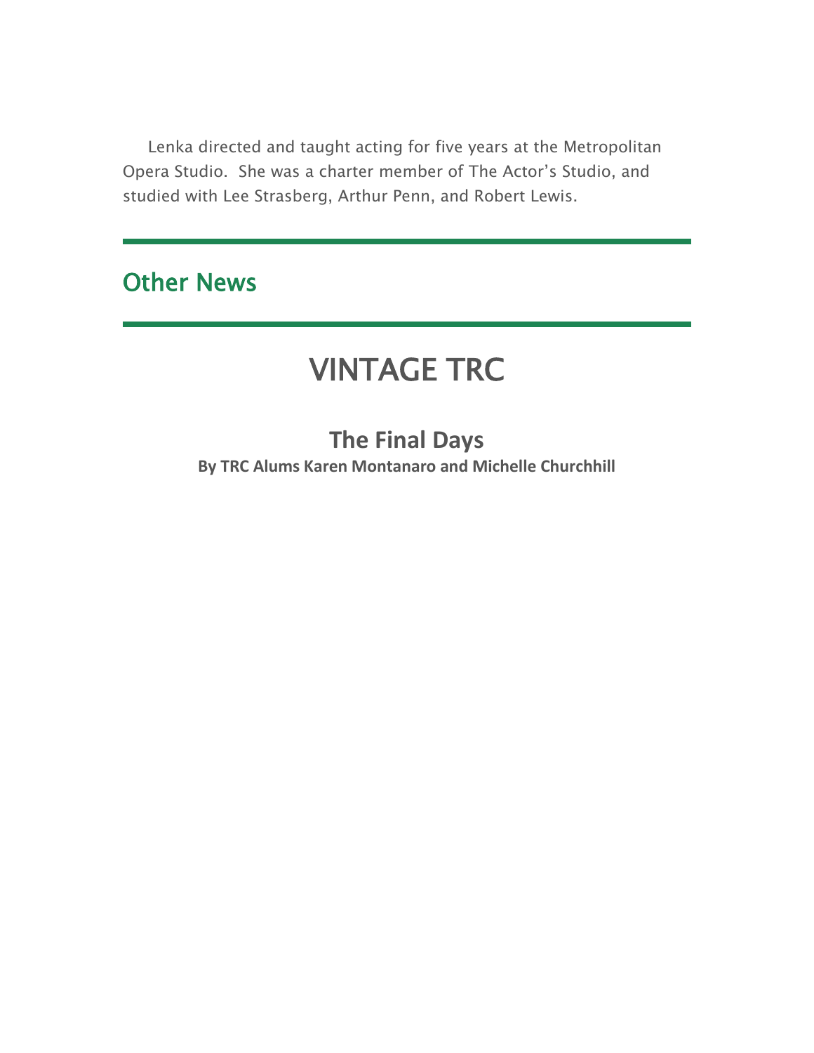Lenka directed and taught acting for five years at the Metropolitan Opera Studio. She was a charter member of The Actor's Studio, and studied with Lee Strasberg, Arthur Penn, and Robert Lewis.

---

## Other News

---

# VINTAGE TRC

### The Final Days

**By TRC Alums Karen Montanaro and Michelle Churchhill**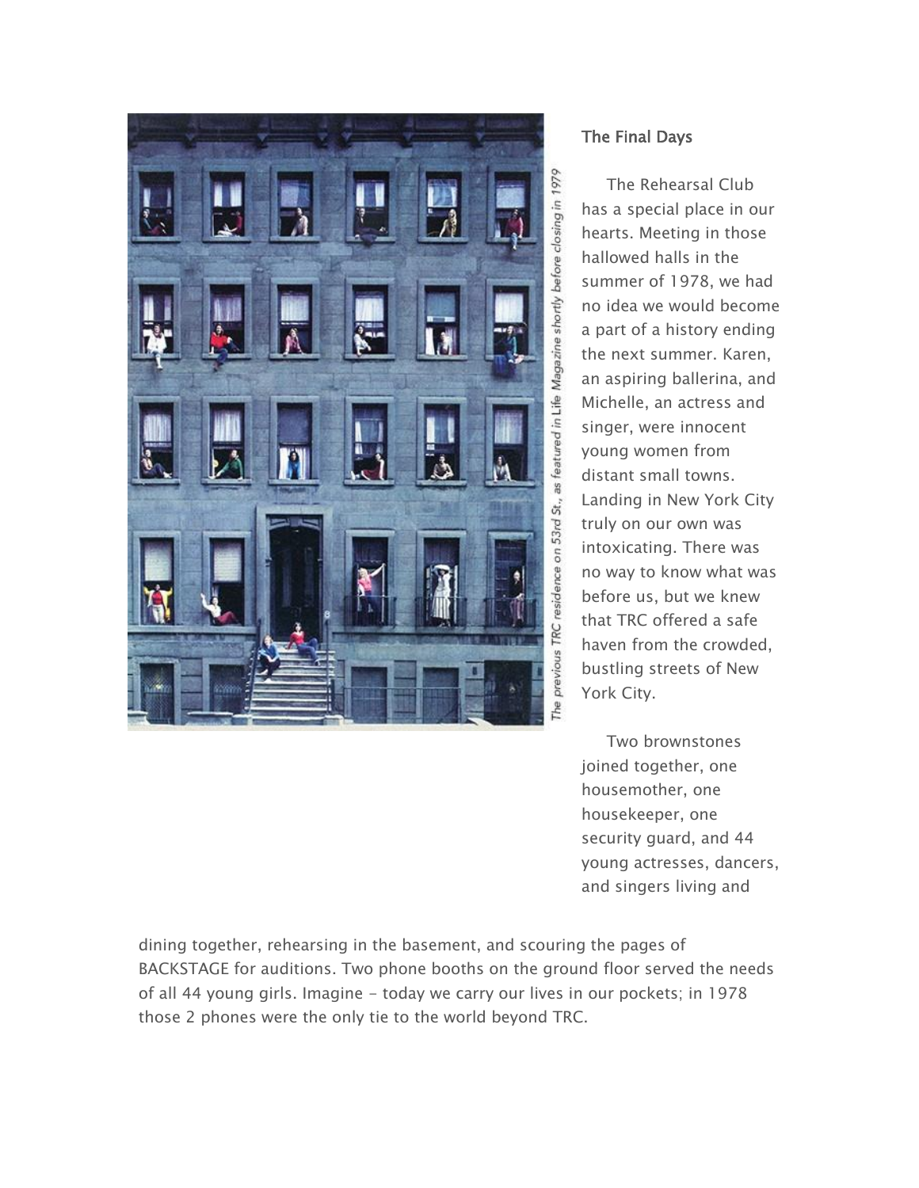The previous TRC residence on 53rd St., as featured in Life Magazine shortly before closing in 1979

## The Final Days

The Rehearsal Club has a special place in our hearts. Meeting in those hallowed halls in the summer of 1978, we had no idea we would become a part of a history ending the next summer. Karen, an aspiring ballerina, and Michelle, an actress and singer, were innocent young women from distant small towns. Landing in New York City truly on our own was intoxicating. There was no way to know what was before us, but we knew that TRC offered a safe haven from the crowded, bustling streets of New York City.

Two brownstones joined together, one housemother, one housekeeper, one security guard, and 44 young actresses, dancers, and singers living and dining together, rehearsing in the basement, and scouring the pages of BACKSTAGE for auditions. Two phone booths on the ground floor served the needs of all 44 young girls. Imagine - today we carry our lives in our pockets; in 1978 those 2 phones were the only tie to the world beyond TRC.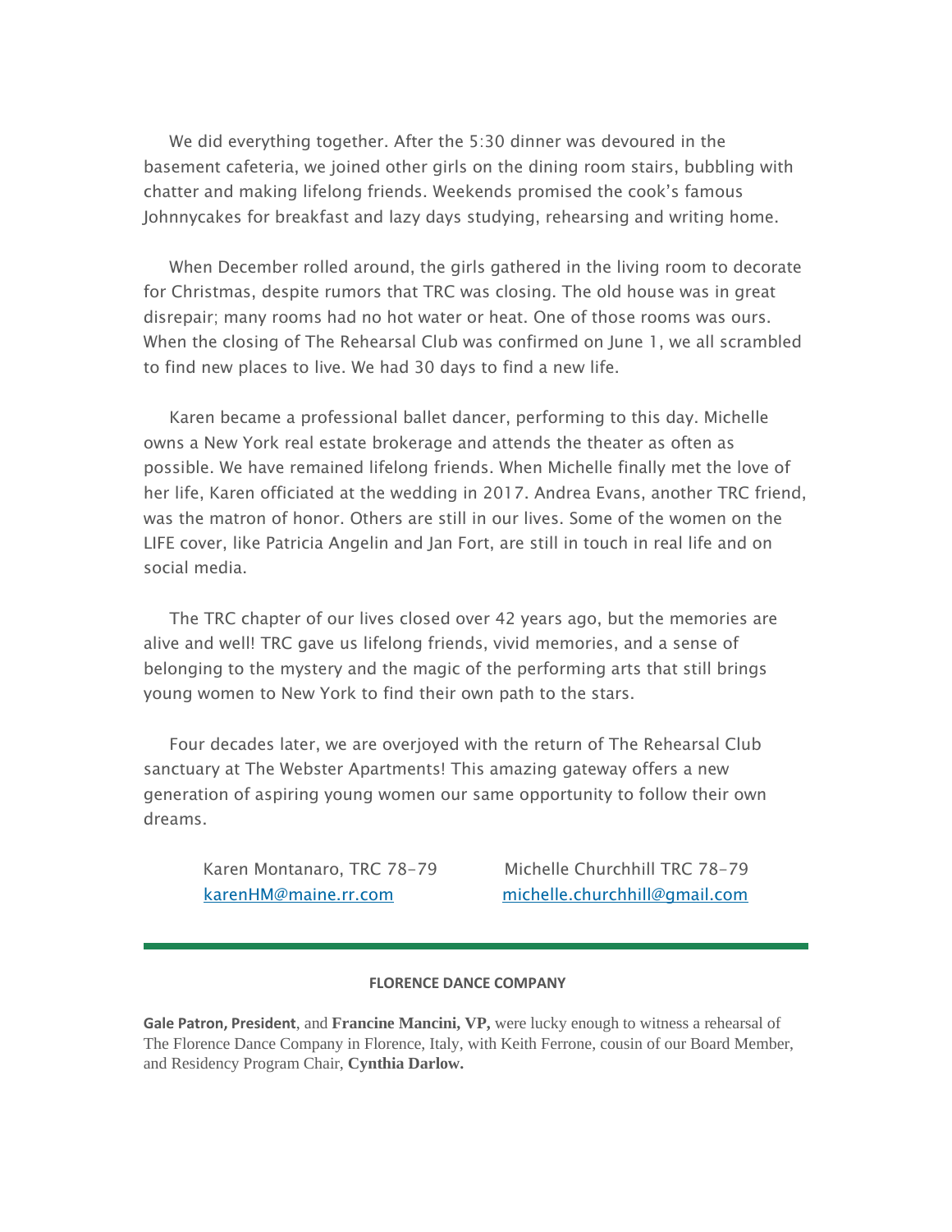We did everything together. After the 5:30 dinner was devoured in the basement cafeteria, we joined other girls on the dining room stairs, bubbling with chatter and making lifelong friends. Weekends promised the cook's famous Johnnycakes for breakfast and lazy days studying, rehearsing and writing home.

When December rolled around, the girls gathered in the living room to decorate for Christmas, despite rumors that TRC was closing. The old house was in great disrepair; many rooms had no hot water or heat. One of those rooms was ours. When the closing of The Rehearsal Club was confirmed on June 1, we all scrambled to find new places to live. We had 30 days to find a new life.

Karen became a professional ballet dancer, performing to this day. Michelle owns a New York real estate brokerage and attends the theater as often as possible. We have remained lifelong friends. When Michelle finally met the love of her life, Karen officiated at the wedding in 2017. Andrea Evans, another TRC friend, was the matron of honor. Others are still in our lives. Some of the women on the LIFE cover, like Patricia Angelin and Jan Fort, are still in touch in real life and on social media.

The TRC chapter of our lives closed over 42 years ago, but the memories are alive and well! TRC gave us lifelong friends, vivid memories, and a sense of belonging to the mystery and the magic of the performing arts that still brings young women to New York to find their own path to the stars.

Four decades later, we are overjoyed with the return of The Rehearsal Club sanctuary at The Webster Apartments! This amazing gateway offers a new generation of aspiring young women our same opportunity to follow their own dreams.

Karen Montanaro, TRC 78-79
karenHM@maine.rr.com

Michelle Churchhill TRC 78-79
michelle.churchhill@gmail.com

---

**FLORENCE DANCE COMPANY**

**Gale Patron, President**, and **Francine Mancini, VP,** were lucky enough to witness a rehearsal of The Florence Dance Company in Florence, Italy, with Keith Ferrone, cousin of our Board Member, and Residency Program Chair, **Cynthia Darlow.**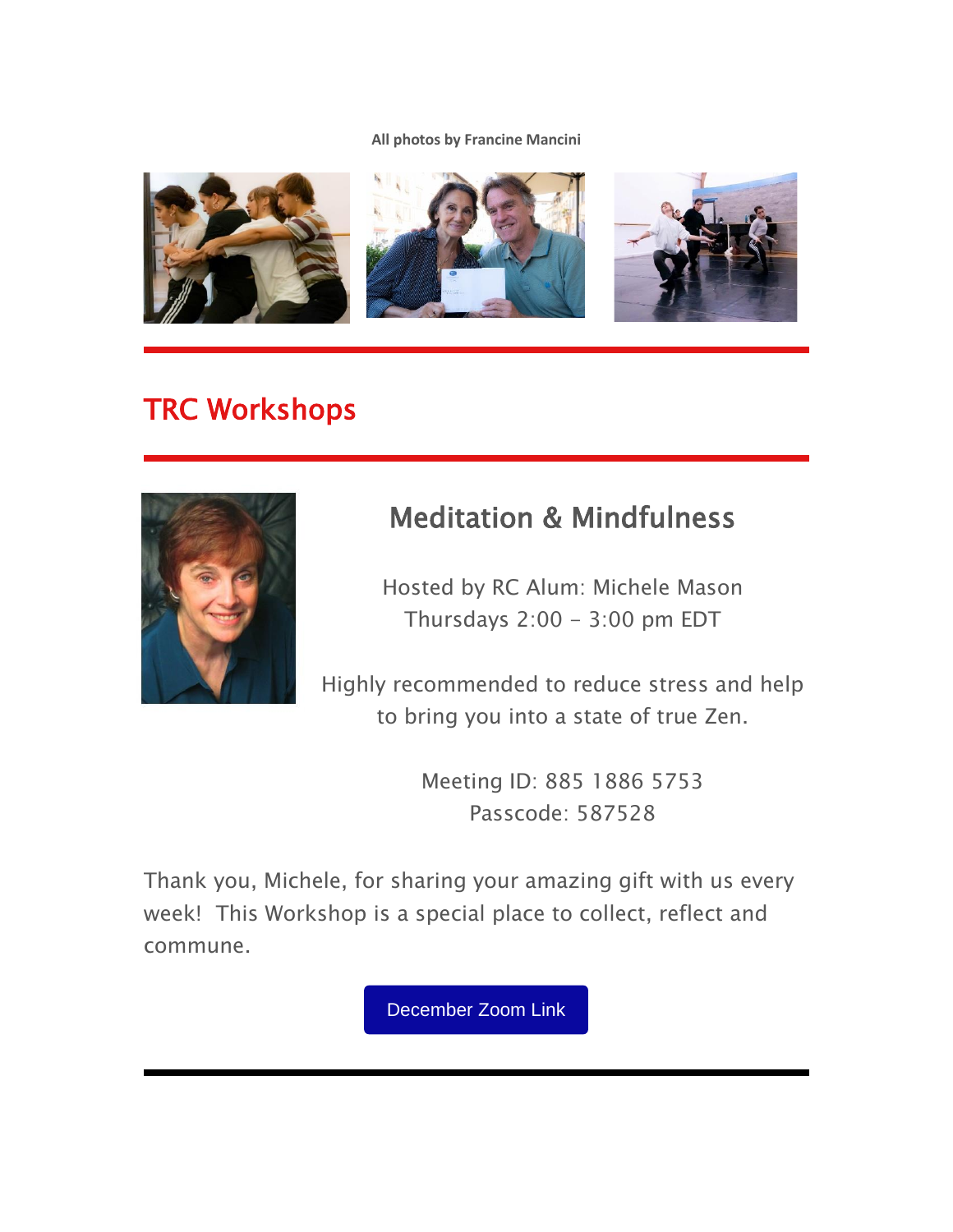**All photos by Francine Mancini**

## TRC Workshops

### Meditation & Mindfulness

Hosted by RC Alum: Michele Mason
Thursdays 2:00 - 3:00 pm EDT

Highly recommended to reduce stress and help to bring you into a state of true Zen.

Meeting ID: 885 1886 5753
Passcode: 587528

Thank you, Michele, for sharing your amazing gift with us every week! This Workshop is a special place to collect, reflect and commune.

December Zoom Link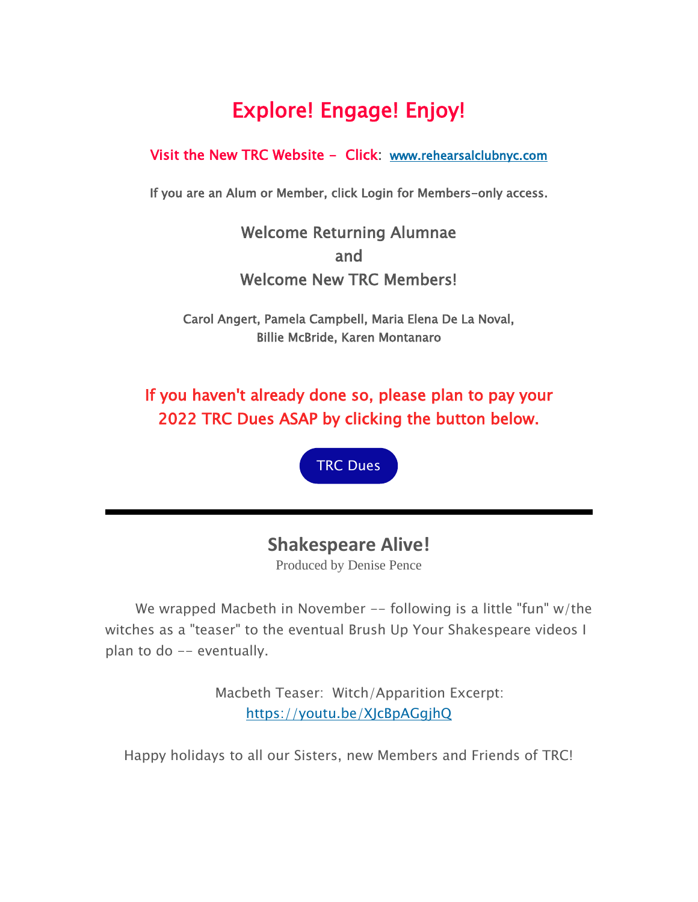# Explore! Engage! Enjoy!

Visit the New TRC Website - Click: [www.rehearsalclubnyc.com](http://www.rehearsalclubnyc.com)

If you are an Alum or Member, click Login for Members-only access.

## Welcome Returning Alumnae
## and
## Welcome New TRC Members!

Carol Angert, Pamela Campbell, Maria Elena De La Noval,
Billie McBride, Karen Montanaro

**If you haven't already done so, please plan to pay your 2022 TRC Dues ASAP by clicking the button below.**

TRC Dues

---

## Shakespeare Alive!

Produced by Denise Pence

We wrapped Macbeth in November -- following is a little "fun" w/the witches as a "teaser" to the eventual Brush Up Your Shakespeare videos I plan to do -- eventually.

Macbeth Teaser: Witch/Apparition Excerpt:
[https://youtu.be/XJcBpAGgjhQ](https://youtu.be/XJcBpAGgjhQ)

Happy holidays to all our Sisters, new Members and Friends of TRC!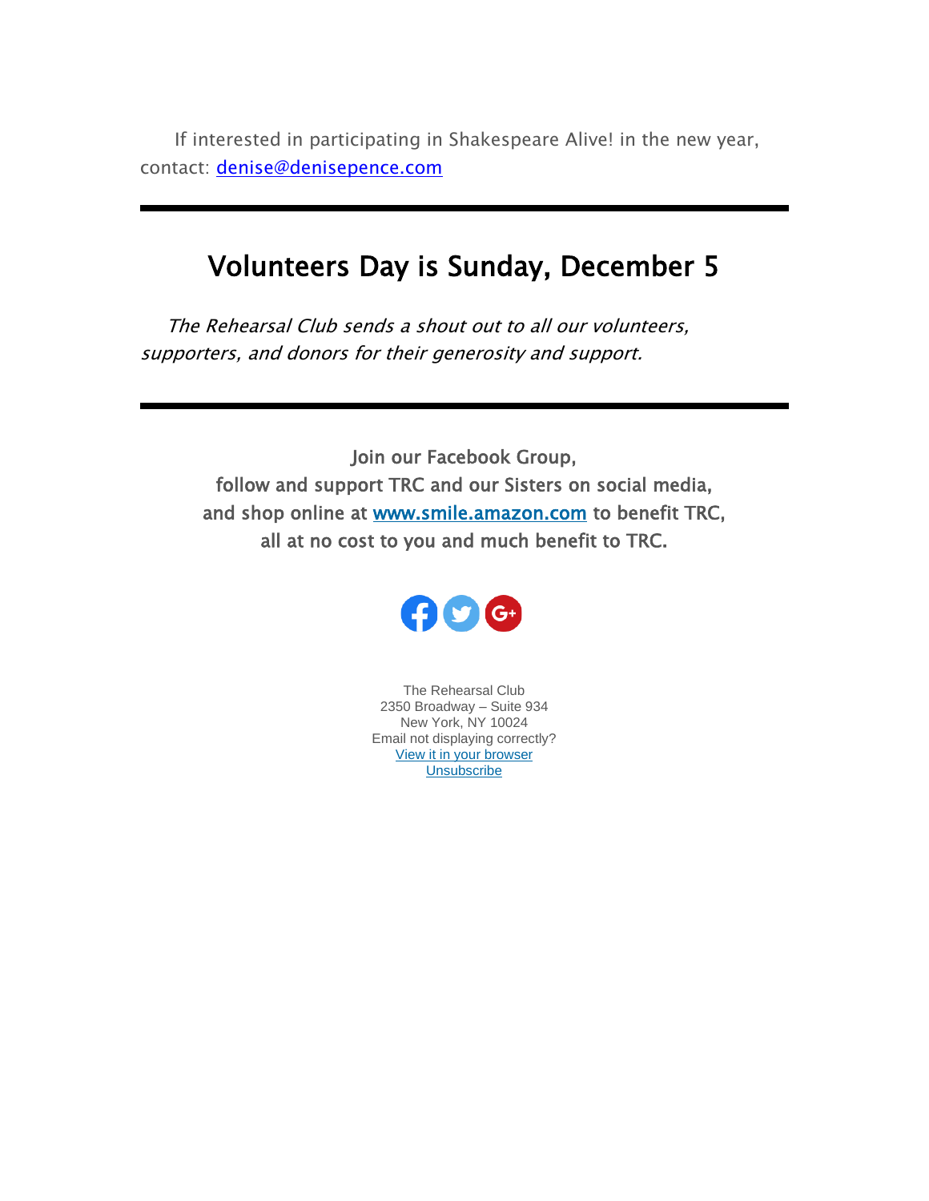If interested in participating in Shakespeare Alive! in the new year, contact: denise@denisepence.com

---

## Volunteers Day is Sunday, December 5

*The Rehearsal Club sends a shout out to all our volunteers, supporters, and donors for their generosity and support.*

---

Join our Facebook Group,
follow and support TRC and our Sisters on social media,
and shop online at www.smile.amazon.com to benefit TRC,
all at no cost to you and much benefit to TRC.

The Rehearsal Club
2350 Broadway – Suite 934
New York, NY 10024
Email not displaying correctly?
View it in your browser
Unsubscribe